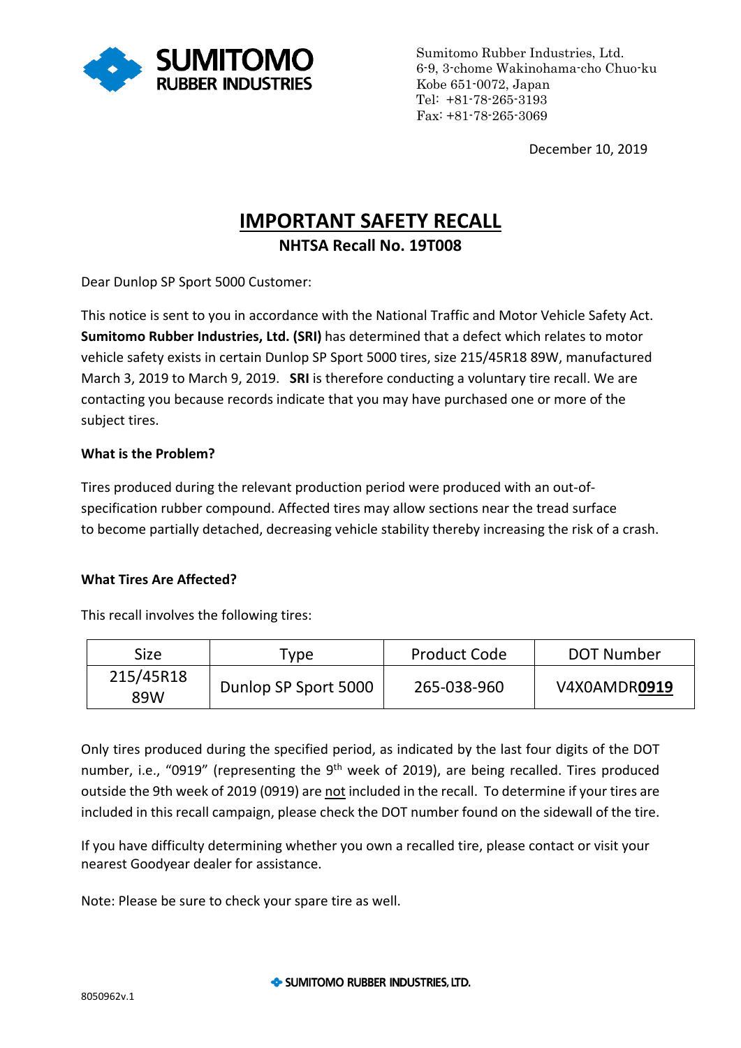Sumitomo Rubber Industries, Ltd.
6-9, 3-chome Wakinohama-cho Chuo-ku
Kobe 651-0072, Japan
Tel: +81-78-265-3193
Fax: +81-78-265-3069

December 10, 2019

# IMPORTANT SAFETY RECALL

## NHTSA Recall No. 19T008

Dear Dunlop SP Sport 5000 Customer:

This notice is sent to you in accordance with the National Traffic and Motor Vehicle Safety Act. **Sumitomo Rubber Industries, Ltd. (SRI)** has determined that a defect which relates to motor vehicle safety exists in certain Dunlop SP Sport 5000 tires, size 215/45R18 89W, manufactured March 3, 2019 to March 9, 2019. **SRI** is therefore conducting a voluntary tire recall. We are contacting you because records indicate that you may have purchased one or more of the subject tires.

**What is the Problem?**

Tires produced during the relevant production period were produced with an out-of-specification rubber compound. Affected tires may allow sections near the tread surface to become partially detached, decreasing vehicle stability thereby increasing the risk of a crash.

**What Tires Are Affected?**

This recall involves the following tires:

| Size | Type | Product Code | DOT Number |
|---|---|---|---|
| 215/45R18 89W | Dunlop SP Sport 5000 | 265-038-960 | V4X0AMDR**0919** |

Only tires produced during the specified period, as indicated by the last four digits of the DOT number, i.e., "0919" (representing the 9th week of 2019), are being recalled. Tires produced outside the 9th week of 2019 (0919) are not included in the recall. To determine if your tires are included in this recall campaign, please check the DOT number found on the sidewall of the tire.

If you have difficulty determining whether you own a recalled tire, please contact or visit your nearest Goodyear dealer for assistance.

Note: Please be sure to check your spare tire as well.

8050962v.1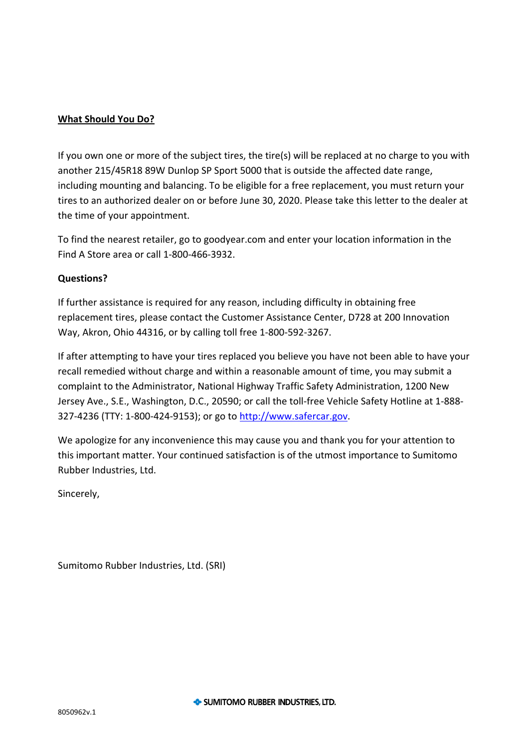**What Should You Do?**

If you own one or more of the subject tires, the tire(s) will be replaced at no charge to you with another 215/45R18 89W Dunlop SP Sport 5000 that is outside the affected date range, including mounting and balancing. To be eligible for a free replacement, you must return your tires to an authorized dealer on or before June 30, 2020. Please take this letter to the dealer at the time of your appointment.

To find the nearest retailer, go to goodyear.com and enter your location information in the Find A Store area or call 1-800-466-3932.

**Questions?**

If further assistance is required for any reason, including difficulty in obtaining free replacement tires, please contact the Customer Assistance Center, D728 at 200 Innovation Way, Akron, Ohio 44316, or by calling toll free 1-800-592-3267.

If after attempting to have your tires replaced you believe you have not been able to have your recall remedied without charge and within a reasonable amount of time, you may submit a complaint to the Administrator, National Highway Traffic Safety Administration, 1200 New Jersey Ave., S.E., Washington, D.C., 20590; or call the toll-free Vehicle Safety Hotline at 1-888-327-4236 (TTY: 1-800-424-9153); or go to [http://www.safercar.gov](http://www.safercar.gov).

We apologize for any inconvenience this may cause you and thank you for your attention to this important matter. Your continued satisfaction is of the utmost importance to Sumitomo Rubber Industries, Ltd.

Sincerely,

Sumitomo Rubber Industries, Ltd. (SRI)

SUMITOMO RUBBER INDUSTRIES, LTD.

8050962v.1